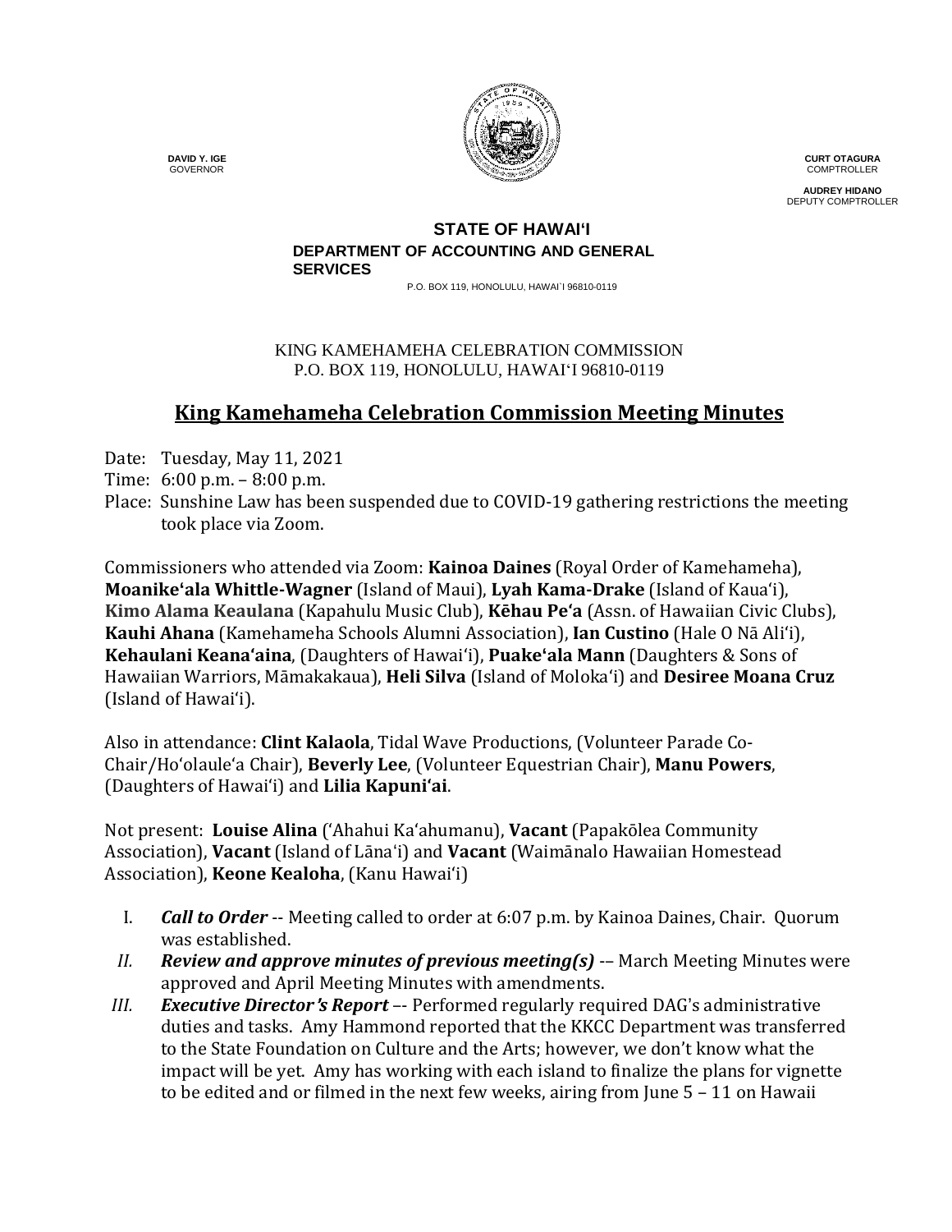**DAVID Y. IGE**
GOVERNOR

**CURT OTAGURA**
COMPTROLLER

**AUDREY HIDANO**
DEPUTY COMPTROLLER

**STATE OF HAWAI'I**
**DEPARTMENT OF ACCOUNTING AND GENERAL SERVICES**
P.O. BOX 119, HONOLULU, HAWAI`I 96810-0119

KING KAMEHAMEHA CELEBRATION COMMISSION
P.O. BOX 119, HONOLULU, HAWAI'I 96810-0119

# King Kamehameha Celebration Commission Meeting Minutes

Date: Tuesday, May 11, 2021
Time: 6:00 p.m. – 8:00 p.m.
Place: Sunshine Law has been suspended due to COVID-19 gathering restrictions the meeting took place via Zoom.

Commissioners who attended via Zoom: **Kainoa Daines** (Royal Order of Kamehameha), **Moanike'ala Whittle-Wagner** (Island of Maui), **Lyah Kama-Drake** (Island of Kaua'i), **Kimo Alama Keaulana** (Kapahulu Music Club), **Kēhau Pe'a** (Assn. of Hawaiian Civic Clubs), **Kauhi Ahana** (Kamehameha Schools Alumni Association), **Ian Custino** (Hale O Nā Ali'i), **Kehaulani Keana'aina**, (Daughters of Hawai'i), **Puake'ala Mann** (Daughters & Sons of Hawaiian Warriors, Māmakakaua), **Heli Silva** (Island of Moloka'i) and **Desiree Moana Cruz** (Island of Hawai'i).

Also in attendance: **Clint Kalaola**, Tidal Wave Productions, (Volunteer Parade Co-Chair/Ho'olaule'a Chair), **Beverly Lee**, (Volunteer Equestrian Chair), **Manu Powers**, (Daughters of Hawai'i) and **Lilia Kapuni'ai**.

Not present: **Louise Alina** ('Ahahui Ka'ahumanu), **Vacant** (Papakōlea Community Association), **Vacant** (Island of Lāna'i) and **Vacant** (Waimānalo Hawaiian Homestead Association), **Keone Kealoha**, (Kanu Hawai'i)

I. ***Call to Order*** -- Meeting called to order at 6:07 p.m. by Kainoa Daines, Chair. Quorum was established.

II. ***Review and approve minutes of previous meeting(s)*** -– March Meeting Minutes were approved and April Meeting Minutes with amendments.

III. ***Executive Director's Report*** –- Performed regularly required DAG's administrative duties and tasks. Amy Hammond reported that the KKCC Department was transferred to the State Foundation on Culture and the Arts; however, we don't know what the impact will be yet. Amy has working with each island to finalize the plans for vignette to be edited and or filmed in the next few weeks, airing from June 5 – 11 on Hawaii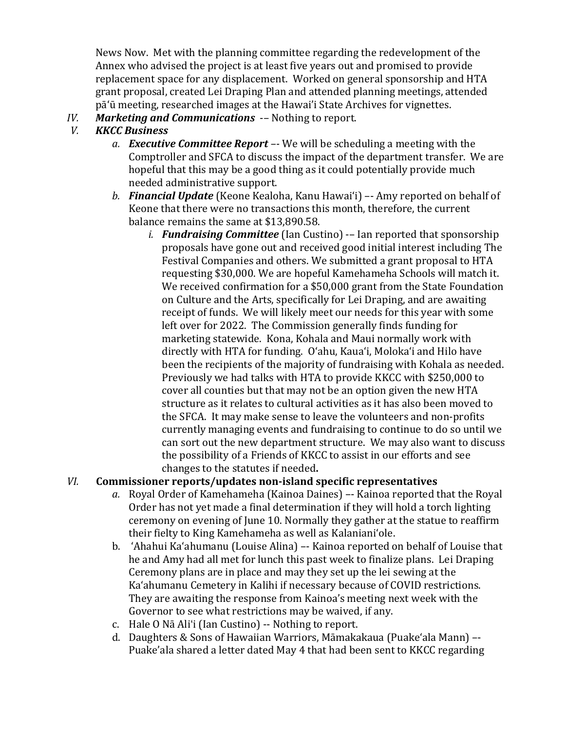News Now. Met with the planning committee regarding the redevelopment of the Annex who advised the project is at least five years out and promised to provide replacement space for any displacement. Worked on general sponsorship and HTA grant proposal, created Lei Draping Plan and attended planning meetings, attended pāʻū meeting, researched images at the Hawaiʻi State Archives for vignettes.

IV. ***Marketing and Communications*** -– Nothing to report.

V. ***KKCC Business***

a. ***Executive Committee Report*** –- We will be scheduling a meeting with the Comptroller and SFCA to discuss the impact of the department transfer. We are hopeful that this may be a good thing as it could potentially provide much needed administrative support.

b. ***Financial Update*** (Keone Kealoha, Kanu Hawaiʻi) –- Amy reported on behalf of Keone that there were no transactions this month, therefore, the current balance remains the same at $13,890.58.

i. ***Fundraising Committee*** (Ian Custino) -– Ian reported that sponsorship proposals have gone out and received good initial interest including The Festival Companies and others. We submitted a grant proposal to HTA requesting $30,000. We are hopeful Kamehameha Schools will match it. We received confirmation for a $50,000 grant from the State Foundation on Culture and the Arts, specifically for Lei Draping, and are awaiting receipt of funds. We will likely meet our needs for this year with some left over for 2022. The Commission generally finds funding for marketing statewide. Kona, Kohala and Maui normally work with directly with HTA for funding. Oʻahu, Kauaʻi, Molokaʻi and Hilo have been the recipients of the majority of fundraising with Kohala as needed. Previously we had talks with HTA to provide KKCC with $250,000 to cover all counties but that may not be an option given the new HTA structure as it relates to cultural activities as it has also been moved to the SFCA. It may make sense to leave the volunteers and non-profits currently managing events and fundraising to continue to do so until we can sort out the new department structure. We may also want to discuss the possibility of a Friends of KKCC to assist in our efforts and see changes to the statutes if needed**.**

VI. **Commissioner reports/updates non-island specific representatives**

a. Royal Order of Kamehameha (Kainoa Daines) –- Kainoa reported that the Royal Order has not yet made a final determination if they will hold a torch lighting ceremony on evening of June 10. Normally they gather at the statue to reaffirm their fielty to King Kamehameha as well as Kalanianiʻole.

b. ʻAhahui Kaʻahumanu (Louise Alina) –- Kainoa reported on behalf of Louise that he and Amy had all met for lunch this past week to finalize plans. Lei Draping Ceremony plans are in place and may they set up the lei sewing at the Kaʻahumanu Cemetery in Kalihi if necessary because of COVID restrictions. They are awaiting the response from Kainoa's meeting next week with the Governor to see what restrictions may be waived, if any.

c. Hale O Nā Aliʻi (Ian Custino) -- Nothing to report.

d. Daughters & Sons of Hawaiian Warriors, Māmakakaua (Puakeʻala Mann) –- Puake'ala shared a letter dated May 4 that had been sent to KKCC regarding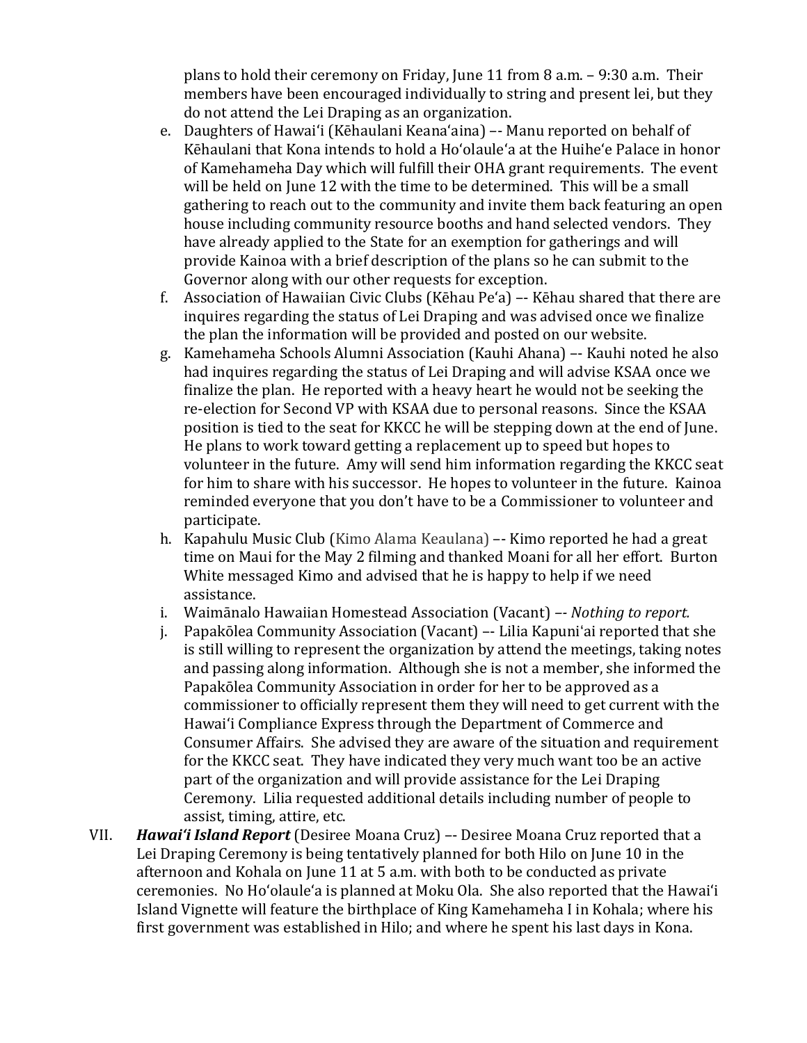plans to hold their ceremony on Friday, June 11 from 8 a.m. – 9:30 a.m. Their members have been encouraged individually to string and present lei, but they do not attend the Lei Draping as an organization.

e. Daughters of Hawaiʻi (Kēhaulani Keanaʻaina) –- Manu reported on behalf of Kēhaulani that Kona intends to hold a Hoʻolauleʻa at the Huiheʻe Palace in honor of Kamehameha Day which will fulfill their OHA grant requirements. The event will be held on June 12 with the time to be determined. This will be a small gathering to reach out to the community and invite them back featuring an open house including community resource booths and hand selected vendors. They have already applied to the State for an exemption for gatherings and will provide Kainoa with a brief description of the plans so he can submit to the Governor along with our other requests for exception.

f. Association of Hawaiian Civic Clubs (Kēhau Peʻa) –- Kēhau shared that there are inquires regarding the status of Lei Draping and was advised once we finalize the plan the information will be provided and posted on our website.

g. Kamehameha Schools Alumni Association (Kauhi Ahana) –- Kauhi noted he also had inquires regarding the status of Lei Draping and will advise KSAA once we finalize the plan. He reported with a heavy heart he would not be seeking the re-election for Second VP with KSAA due to personal reasons. Since the KSAA position is tied to the seat for KKCC he will be stepping down at the end of June. He plans to work toward getting a replacement up to speed but hopes to volunteer in the future. Amy will send him information regarding the KKCC seat for him to share with his successor. He hopes to volunteer in the future. Kainoa reminded everyone that you don't have to be a Commissioner to volunteer and participate.

h. Kapahulu Music Club (Kimo Alama Keaulana) –- Kimo reported he had a great time on Maui for the May 2 filming and thanked Moani for all her effort. Burton White messaged Kimo and advised that he is happy to help if we need assistance.

i. Waimānalo Hawaiian Homestead Association (Vacant) –- *Nothing to report.*

j. Papakōlea Community Association (Vacant) –- Lilia Kapuniʻai reported that she is still willing to represent the organization by attend the meetings, taking notes and passing along information. Although she is not a member, she informed the Papakōlea Community Association in order for her to be approved as a commissioner to officially represent them they will need to get current with the Hawaiʻi Compliance Express through the Department of Commerce and Consumer Affairs. She advised they are aware of the situation and requirement for the KKCC seat. They have indicated they very much want too be an active part of the organization and will provide assistance for the Lei Draping Ceremony. Lilia requested additional details including number of people to assist, timing, attire, etc.

VII. ***Hawaiʻi Island Report*** (Desiree Moana Cruz) –- Desiree Moana Cruz reported that a Lei Draping Ceremony is being tentatively planned for both Hilo on June 10 in the afternoon and Kohala on June 11 at 5 a.m. with both to be conducted as private ceremonies. No Hoʻolauleʻa is planned at Moku Ola. She also reported that the Hawaiʻi Island Vignette will feature the birthplace of King Kamehameha I in Kohala; where his first government was established in Hilo; and where he spent his last days in Kona.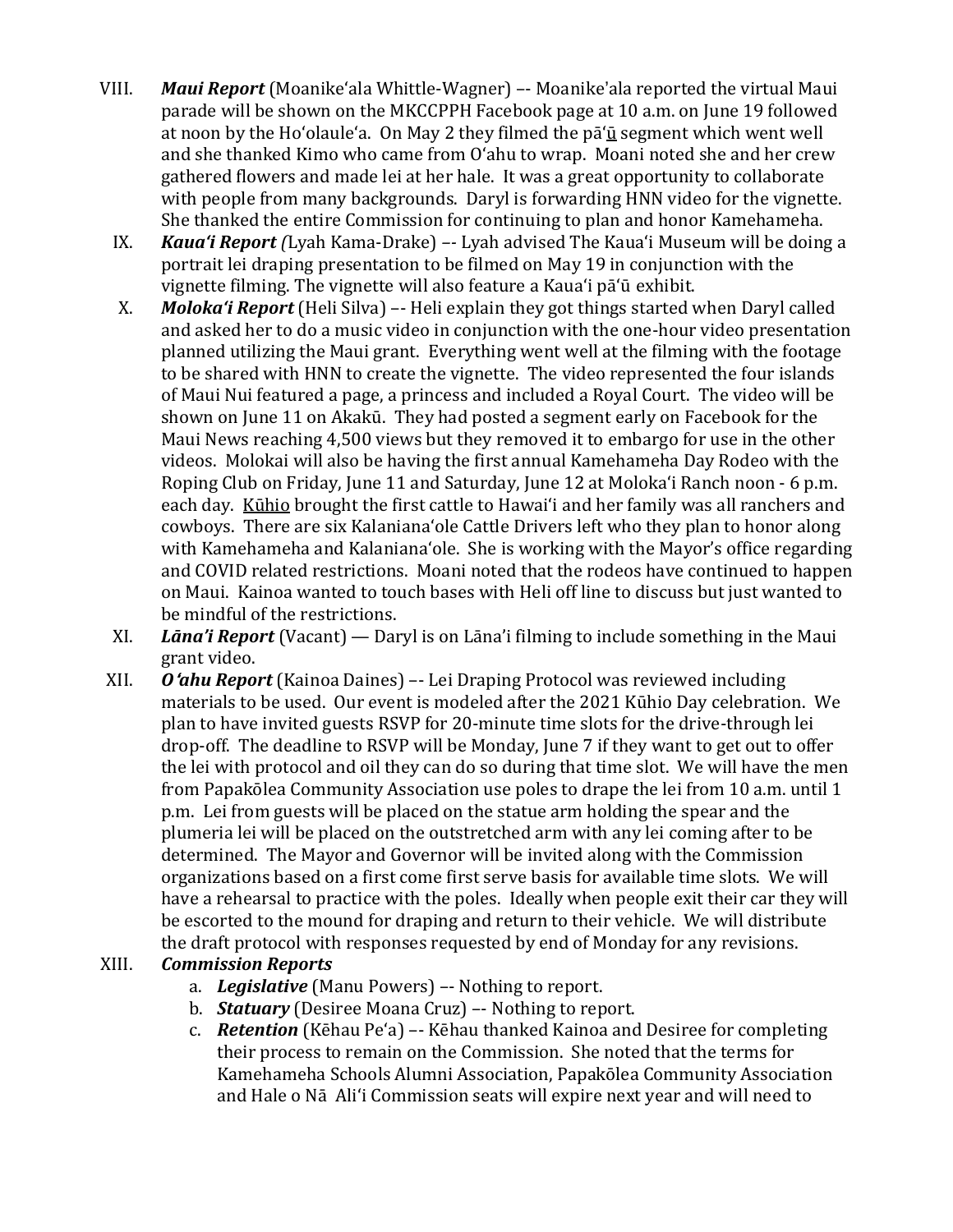VIII. ***Maui Report*** (Moanike'ala Whittle-Wagner) –- Moanike'ala reported the virtual Maui parade will be shown on the MKCCPPH Facebook page at 10 a.m. on June 19 followed at noon by the Hoʻolauleʻa. On May 2 they filmed the pāʻū segment which went well and she thanked Kimo who came from Oʻahu to wrap. Moani noted she and her crew gathered flowers and made lei at her hale. It was a great opportunity to collaborate with people from many backgrounds. Daryl is forwarding HNN video for the vignette. She thanked the entire Commission for continuing to plan and honor Kamehameha.

IX. ***Kauaʻi Report*** (Lyah Kama-Drake) –- Lyah advised The Kauaʻi Museum will be doing a portrait lei draping presentation to be filmed on May 19 in conjunction with the vignette filming. The vignette will also feature a Kauaʻi pāʻū exhibit.

X. ***Molokaʻi Report*** (Heli Silva) –- Heli explain they got things started when Daryl called and asked her to do a music video in conjunction with the one-hour video presentation planned utilizing the Maui grant. Everything went well at the filming with the footage to be shared with HNN to create the vignette. The video represented the four islands of Maui Nui featured a page, a princess and included a Royal Court. The video will be shown on June 11 on Akakū. They had posted a segment early on Facebook for the Maui News reaching 4,500 views but they removed it to embargo for use in the other videos. Molokai will also be having the first annual Kamehameha Day Rodeo with the Roping Club on Friday, June 11 and Saturday, June 12 at Molokaʻi Ranch noon - 6 p.m. each day. Kūhio brought the first cattle to Hawaiʻi and her family was all ranchers and cowboys. There are six Kalanianaʻole Cattle Drivers left who they plan to honor along with Kamehameha and Kalanianaʻole. She is working with the Mayor's office regarding and COVID related restrictions. Moani noted that the rodeos have continued to happen on Maui. Kainoa wanted to touch bases with Heli off line to discuss but just wanted to be mindful of the restrictions.

XI. ***Lānaʻi Report*** (Vacant) — Daryl is on Lānaʻi filming to include something in the Maui grant video.

XII. ***Oʻahu Report*** (Kainoa Daines) –- Lei Draping Protocol was reviewed including materials to be used. Our event is modeled after the 2021 Kūhio Day celebration. We plan to have invited guests RSVP for 20-minute time slots for the drive-through lei drop-off. The deadline to RSVP will be Monday, June 7 if they want to get out to offer the lei with protocol and oil they can do so during that time slot. We will have the men from Papakōlea Community Association use poles to drape the lei from 10 a.m. until 1 p.m. Lei from guests will be placed on the statue arm holding the spear and the plumeria lei will be placed on the outstretched arm with any lei coming after to be determined. The Mayor and Governor will be invited along with the Commission organizations based on a first come first serve basis for available time slots. We will have a rehearsal to practice with the poles. Ideally when people exit their car they will be escorted to the mound for draping and return to their vehicle. We will distribute the draft protocol with responses requested by end of Monday for any revisions.

XIII. ***Commission Reports***

a. ***Legislative*** (Manu Powers) –- Nothing to report.

b. ***Statuary*** (Desiree Moana Cruz) –- Nothing to report.

c. ***Retention*** (Kēhau Peʻa) –- Kēhau thanked Kainoa and Desiree for completing their process to remain on the Commission. She noted that the terms for Kamehameha Schools Alumni Association, Papakōlea Community Association and Hale o Nā Aliʻi Commission seats will expire next year and will need to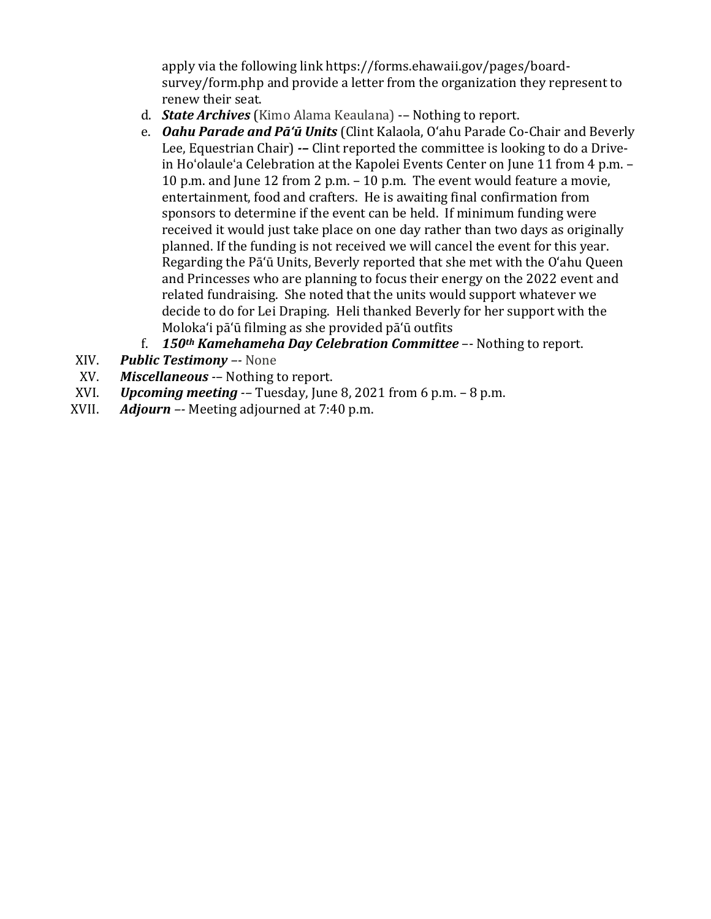apply via the following link https://forms.ehawaii.gov/pages/board-survey/form.php and provide a letter from the organization they represent to renew their seat.

d. ***State Archives*** (Kimo Alama Keaulana) -– Nothing to report.

e. ***Oahu Parade and Pāʻū Units*** (Clint Kalaola, Oʻahu Parade Co-Chair and Beverly Lee, Equestrian Chair) **-–** Clint reported the committee is looking to do a Drive-in Hoʻolauleʻa Celebration at the Kapolei Events Center on June 11 from 4 p.m. – 10 p.m. and June 12 from 2 p.m. – 10 p.m. The event would feature a movie, entertainment, food and crafters. He is awaiting final confirmation from sponsors to determine if the event can be held. If minimum funding were received it would just take place on one day rather than two days as originally planned. If the funding is not received we will cancel the event for this year. Regarding the Pāʻū Units, Beverly reported that she met with the Oʻahu Queen and Princesses who are planning to focus their energy on the 2022 event and related fundraising. She noted that the units would support whatever we decide to do for Lei Draping. Heli thanked Beverly for her support with the Molokaʻi pāʻū filming as she provided pāʻū outfits

f. ***150th Kamehameha Day Celebration Committee*** –- Nothing to report.

XIV. ***Public Testimony*** –- None

XV. ***Miscellaneous*** -– Nothing to report.

XVI. ***Upcoming meeting*** -– Tuesday, June 8, 2021 from 6 p.m. – 8 p.m.

XVII. ***Adjourn*** –- Meeting adjourned at 7:40 p.m.